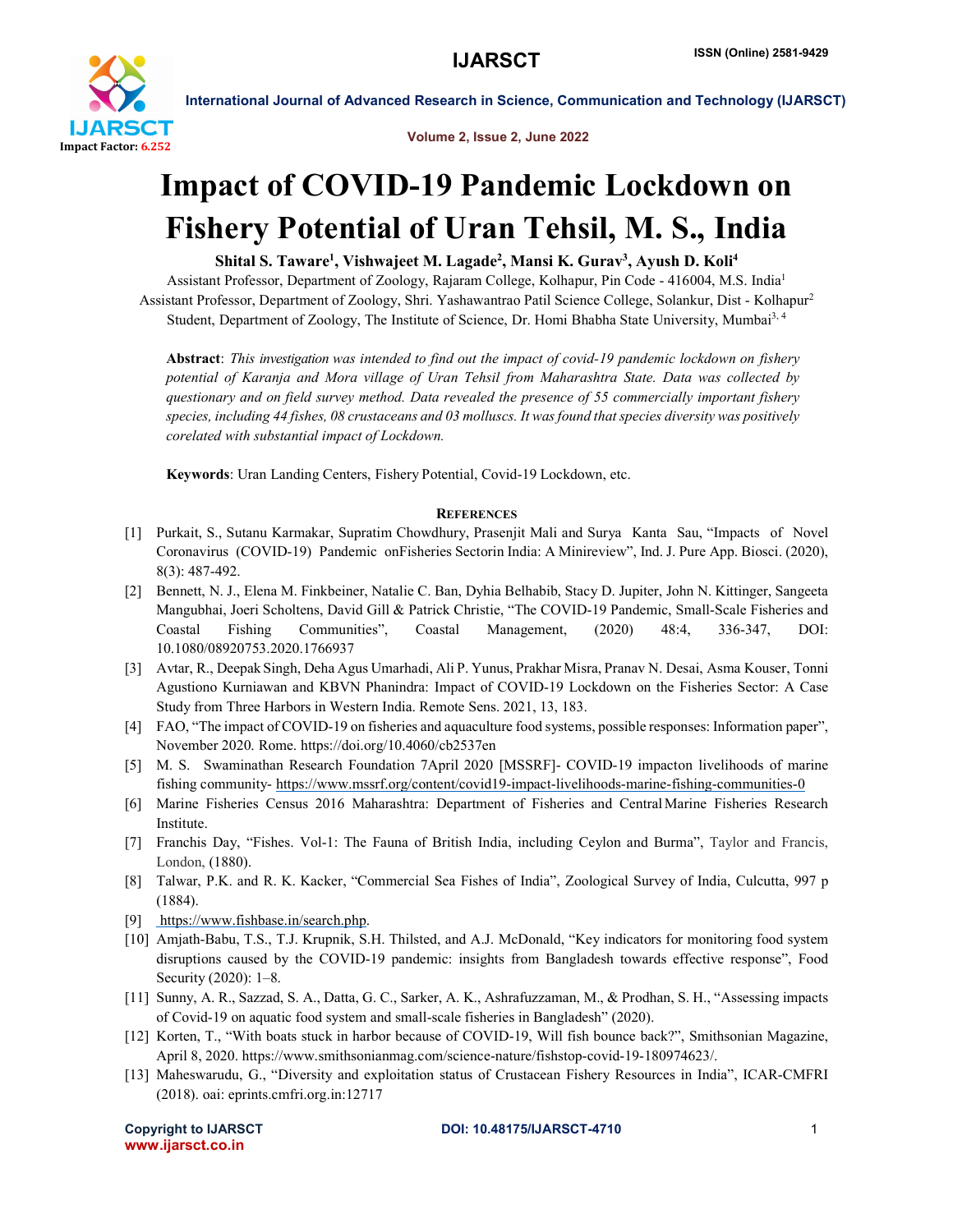# Impact of COVID-19 Pandemic Lockdown on Fishery Potential of Uran Tehsil, M. S., India

**Shital S. Taware[1], Vishwajeet M. Lagade[2], Mansi K. Gurav[3], Ayush D. Koli[4]**

Assistant Professor, Department of Zoology, Rajaram College, Kolhapur, Pin Code - 416004, M.S. India[1]
Assistant Professor, Department of Zoology, Shri. Yashawantrao Patil Science College, Solankur, Dist - Kolhapur[2]
Student, Department of Zoology, The Institute of Science, Dr. Homi Bhabha State University, Mumbai[3, 4]

**Abstract**: *This investigation was intended to find out the impact of covid-19 pandemic lockdown on fishery potential of Karanja and Mora village of Uran Tehsil from Maharashtra State. Data was collected by questionary and on field survey method. Data revealed the presence of 55 commercially important fishery species, including 44 fishes, 08 crustaceans and 03 molluscs. It was found that species diversity was positively corelated with substantial impact of Lockdown.*

**Keywords**: Uran Landing Centers, Fishery Potential, Covid-19 Lockdown, etc.

## References

[1] Purkait, S., Sutanu Karmakar, Supratim Chowdhury, Prasenjit Mali and Surya Kanta Sau, "Impacts of Novel Coronavirus (COVID-19) Pandemic onFisheries Sectorin India: A Minireview", Ind. J. Pure App. Biosci. (2020), 8(3): 487-492.

[2] Bennett, N. J., Elena M. Finkbeiner, Natalie C. Ban, Dyhia Belhabib, Stacy D. Jupiter, John N. Kittinger, Sangeeta Mangubhai, Joeri Scholtens, David Gill & Patrick Christie, "The COVID-19 Pandemic, Small-Scale Fisheries and Coastal Fishing Communities", Coastal Management, (2020) 48:4, 336-347, DOI: 10.1080/08920753.2020.1766937

[3] Avtar, R., Deepak Singh, Deha Agus Umarhadi, Ali P. Yunus, Prakhar Misra, Pranav N. Desai, Asma Kouser, Tonni Agustiono Kurniawan and KBVN Phanindra: Impact of COVID-19 Lockdown on the Fisheries Sector: A Case Study from Three Harbors in Western India. Remote Sens. 2021, 13, 183.

[4] FAO, "The impact of COVID-19 on fisheries and aquaculture food systems, possible responses: Information paper", November 2020. Rome. https://doi.org/10.4060/cb2537en

[5] M. S. Swaminathan Research Foundation 7April 2020 [MSSRF]- COVID-19 impacton livelihoods of marine fishing community- https://www.mssrf.org/content/covid19-impact-livelihoods-marine-fishing-communities-0

[6] Marine Fisheries Census 2016 Maharashtra: Department of Fisheries and Central Marine Fisheries Research Institute.

[7] Franchis Day, "Fishes. Vol-1: The Fauna of British India, including Ceylon and Burma", Taylor and Francis, London, (1880).

[8] Talwar, P.K. and R. K. Kacker, "Commercial Sea Fishes of India", Zoological Survey of India, Culcutta, 997 p (1884).

[9] https://www.fishbase.in/search.php.

[10] Amjath-Babu, T.S., T.J. Krupnik, S.H. Thilsted, and A.J. McDonald, "Key indicators for monitoring food system disruptions caused by the COVID-19 pandemic: insights from Bangladesh towards effective response", Food Security (2020): 1–8.

[11] Sunny, A. R., Sazzad, S. A., Datta, G. C., Sarker, A. K., Ashrafuzzaman, M., & Prodhan, S. H., "Assessing impacts of Covid-19 on aquatic food system and small-scale fisheries in Bangladesh" (2020).

[12] Korten, T., "With boats stuck in harbor because of COVID-19, Will fish bounce back?", Smithsonian Magazine, April 8, 2020. https://www.smithsonianmag.com/science-nature/fishstop-covid-19-180974623/.

[13] Maheswarudu, G., "Diversity and exploitation status of Crustacean Fishery Resources in India", ICAR-CMFRI (2018). oai: eprints.cmfri.org.in:12717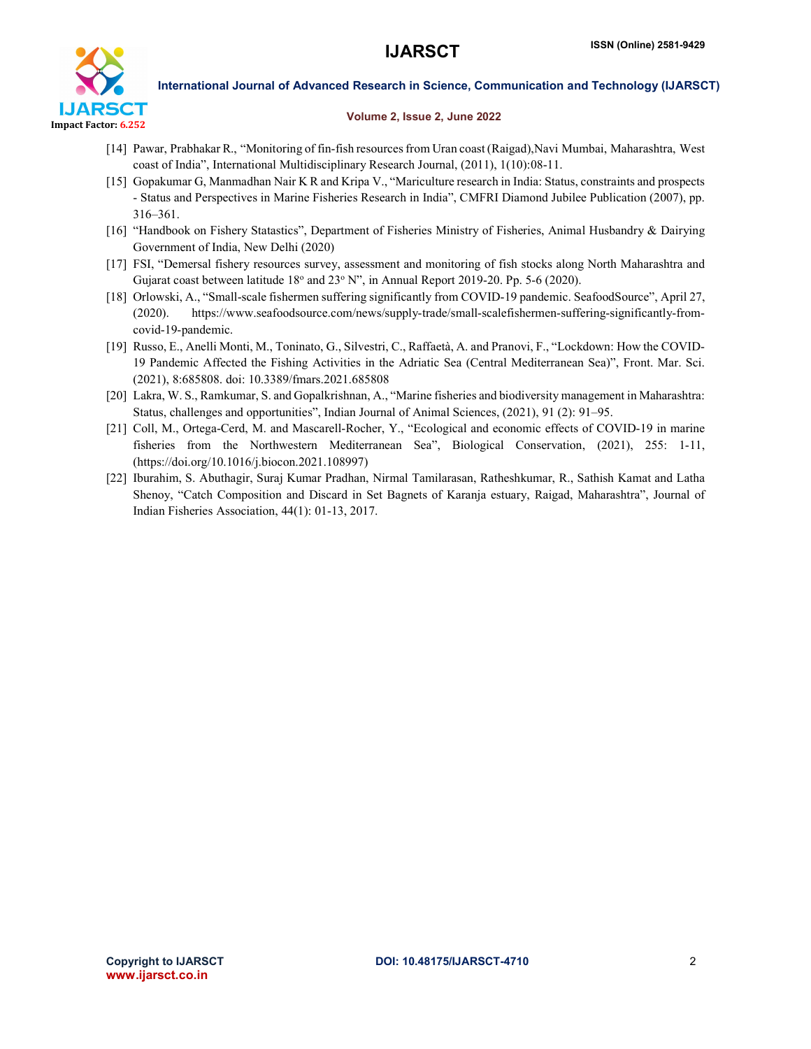[14] Pawar, Prabhakar R., "Monitoring of fin-fish resources from Uran coast (Raigad),Navi Mumbai, Maharashtra, West coast of India", International Multidisciplinary Research Journal, (2011), 1(10):08-11.

[15] Gopakumar G, Manmadhan Nair K R and Kripa V., "Mariculture research in India: Status, constraints and prospects - Status and Perspectives in Marine Fisheries Research in India", CMFRI Diamond Jubilee Publication (2007), pp. 316–361.

[16] "Handbook on Fishery Statastics", Department of Fisheries Ministry of Fisheries, Animal Husbandry & Dairying Government of India, New Delhi (2020)

[17] FSI, "Demersal fishery resources survey, assessment and monitoring of fish stocks along North Maharashtra and Gujarat coast between latitude 18$^o$ and 23$^o$ N", in Annual Report 2019-20. Pp. 5-6 (2020).

[18] Orlowski, A., "Small-scale fishermen suffering significantly from COVID-19 pandemic. SeafoodSource", April 27, (2020). https://www.seafoodsource.com/news/supply-trade/small-scalefishermen-suffering-significantly-from-covid-19-pandemic.

[19] Russo, E., Anelli Monti, M., Toninato, G., Silvestri, C., Raffaetà, A. and Pranovi, F., "Lockdown: How the COVID-19 Pandemic Affected the Fishing Activities in the Adriatic Sea (Central Mediterranean Sea)", Front. Mar. Sci. (2021), 8:685808. doi: 10.3389/fmars.2021.685808

[20] Lakra, W. S., Ramkumar, S. and Gopalkrishnan, A., "Marine fisheries and biodiversity management in Maharashtra: Status, challenges and opportunities", Indian Journal of Animal Sciences, (2021), 91 (2): 91–95.

[21] Coll, M., Ortega-Cerd, M. and Mascarell-Rocher, Y., "Ecological and economic effects of COVID-19 in marine fisheries from the Northwestern Mediterranean Sea", Biological Conservation, (2021), 255: 1-11, (https://doi.org/10.1016/j.biocon.2021.108997)

[22] Iburahim, S. Abuthagir, Suraj Kumar Pradhan, Nirmal Tamilarasan, Ratheshkumar, R., Sathish Kamat and Latha Shenoy, "Catch Composition and Discard in Set Bagnets of Karanja estuary, Raigad, Maharashtra", Journal of Indian Fisheries Association, 44(1): 01-13, 2017.